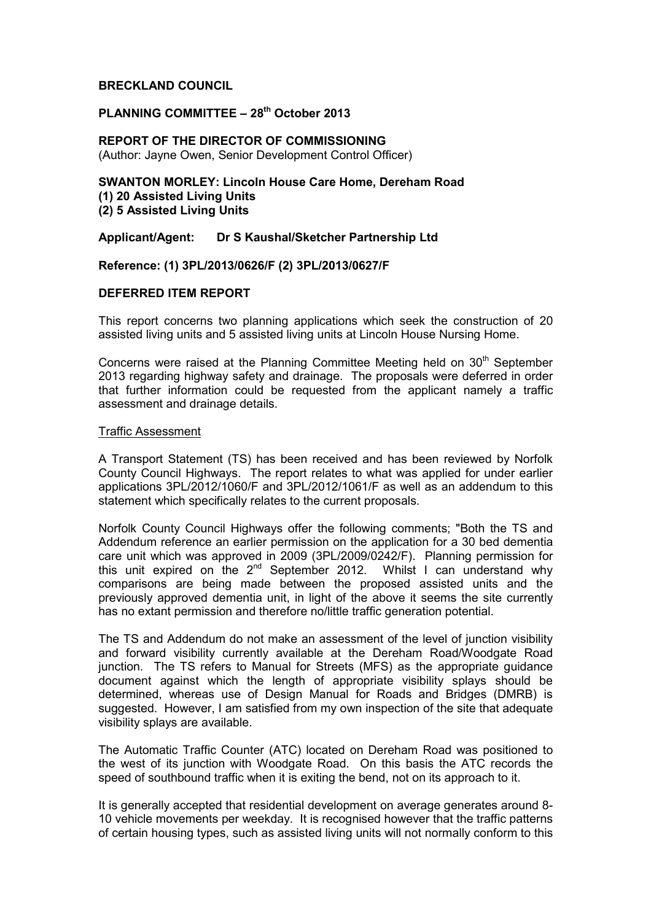**BRECKLAND COUNCIL**

**PLANNING COMMITTEE – 28th October 2013**

**REPORT OF THE DIRECTOR OF COMMISSIONING**
(Author: Jayne Owen, Senior Development Control Officer)

**SWANTON MORLEY: Lincoln House Care Home, Dereham Road**
**(1) 20 Assisted Living Units**
**(2) 5 Assisted Living Units**

**Applicant/Agent: Dr S Kaushal/Sketcher Partnership Ltd**

**Reference: (1) 3PL/2013/0626/F (2) 3PL/2013/0627/F**

**DEFERRED ITEM REPORT**

This report concerns two planning applications which seek the construction of 20 assisted living units and 5 assisted living units at Lincoln House Nursing Home.

Concerns were raised at the Planning Committee Meeting held on 30th September 2013 regarding highway safety and drainage. The proposals were deferred in order that further information could be requested from the applicant namely a traffic assessment and drainage details.

Traffic Assessment

A Transport Statement (TS) has been received and has been reviewed by Norfolk County Council Highways. The report relates to what was applied for under earlier applications 3PL/2012/1060/F and 3PL/2012/1061/F as well as an addendum to this statement which specifically relates to the current proposals.

Norfolk County Council Highways offer the following comments; "Both the TS and Addendum reference an earlier permission on the application for a 30 bed dementia care unit which was approved in 2009 (3PL/2009/0242/F). Planning permission for this unit expired on the 2nd September 2012. Whilst I can understand why comparisons are being made between the proposed assisted units and the previously approved dementia unit, in light of the above it seems the site currently has no extant permission and therefore no/little traffic generation potential.

The TS and Addendum do not make an assessment of the level of junction visibility and forward visibility currently available at the Dereham Road/Woodgate Road junction. The TS refers to Manual for Streets (MFS) as the appropriate guidance document against which the length of appropriate visibility splays should be determined, whereas use of Design Manual for Roads and Bridges (DMRB) is suggested. However, I am satisfied from my own inspection of the site that adequate visibility splays are available.

The Automatic Traffic Counter (ATC) located on Dereham Road was positioned to the west of its junction with Woodgate Road. On this basis the ATC records the speed of southbound traffic when it is exiting the bend, not on its approach to it.

It is generally accepted that residential development on average generates around 8-10 vehicle movements per weekday. It is recognised however that the traffic patterns of certain housing types, such as assisted living units will not normally conform to this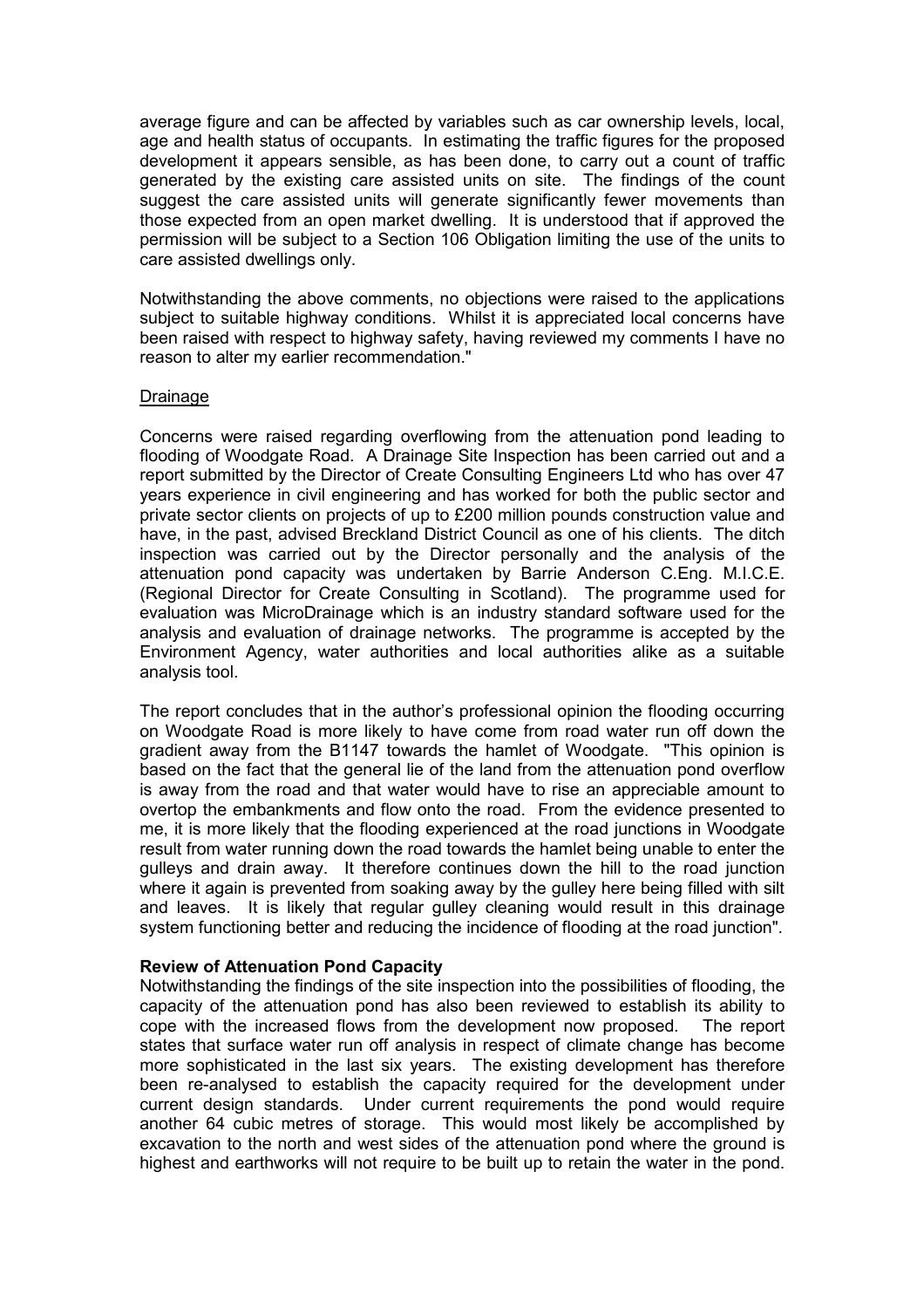average figure and can be affected by variables such as car ownership levels, local, age and health status of occupants. In estimating the traffic figures for the proposed development it appears sensible, as has been done, to carry out a count of traffic generated by the existing care assisted units on site. The findings of the count suggest the care assisted units will generate significantly fewer movements than those expected from an open market dwelling. It is understood that if approved the permission will be subject to a Section 106 Obligation limiting the use of the units to care assisted dwellings only.

Notwithstanding the above comments, no objections were raised to the applications subject to suitable highway conditions. Whilst it is appreciated local concerns have been raised with respect to highway safety, having reviewed my comments I have no reason to alter my earlier recommendation."

Drainage

Concerns were raised regarding overflowing from the attenuation pond leading to flooding of Woodgate Road. A Drainage Site Inspection has been carried out and a report submitted by the Director of Create Consulting Engineers Ltd who has over 47 years experience in civil engineering and has worked for both the public sector and private sector clients on projects of up to £200 million pounds construction value and have, in the past, advised Breckland District Council as one of his clients. The ditch inspection was carried out by the Director personally and the analysis of the attenuation pond capacity was undertaken by Barrie Anderson C.Eng. M.I.C.E. (Regional Director for Create Consulting in Scotland). The programme used for evaluation was MicroDrainage which is an industry standard software used for the analysis and evaluation of drainage networks. The programme is accepted by the Environment Agency, water authorities and local authorities alike as a suitable analysis tool.

The report concludes that in the author's professional opinion the flooding occurring on Woodgate Road is more likely to have come from road water run off down the gradient away from the B1147 towards the hamlet of Woodgate. "This opinion is based on the fact that the general lie of the land from the attenuation pond overflow is away from the road and that water would have to rise an appreciable amount to overtop the embankments and flow onto the road. From the evidence presented to me, it is more likely that the flooding experienced at the road junctions in Woodgate result from water running down the road towards the hamlet being unable to enter the gulleys and drain away. It therefore continues down the hill to the road junction where it again is prevented from soaking away by the gulley here being filled with silt and leaves. It is likely that regular gulley cleaning would result in this drainage system functioning better and reducing the incidence of flooding at the road junction".

**Review of Attenuation Pond Capacity**

Notwithstanding the findings of the site inspection into the possibilities of flooding, the capacity of the attenuation pond has also been reviewed to establish its ability to cope with the increased flows from the development now proposed. The report states that surface water run off analysis in respect of climate change has become more sophisticated in the last six years. The existing development has therefore been re-analysed to establish the capacity required for the development under current design standards. Under current requirements the pond would require another 64 cubic metres of storage. This would most likely be accomplished by excavation to the north and west sides of the attenuation pond where the ground is highest and earthworks will not require to be built up to retain the water in the pond.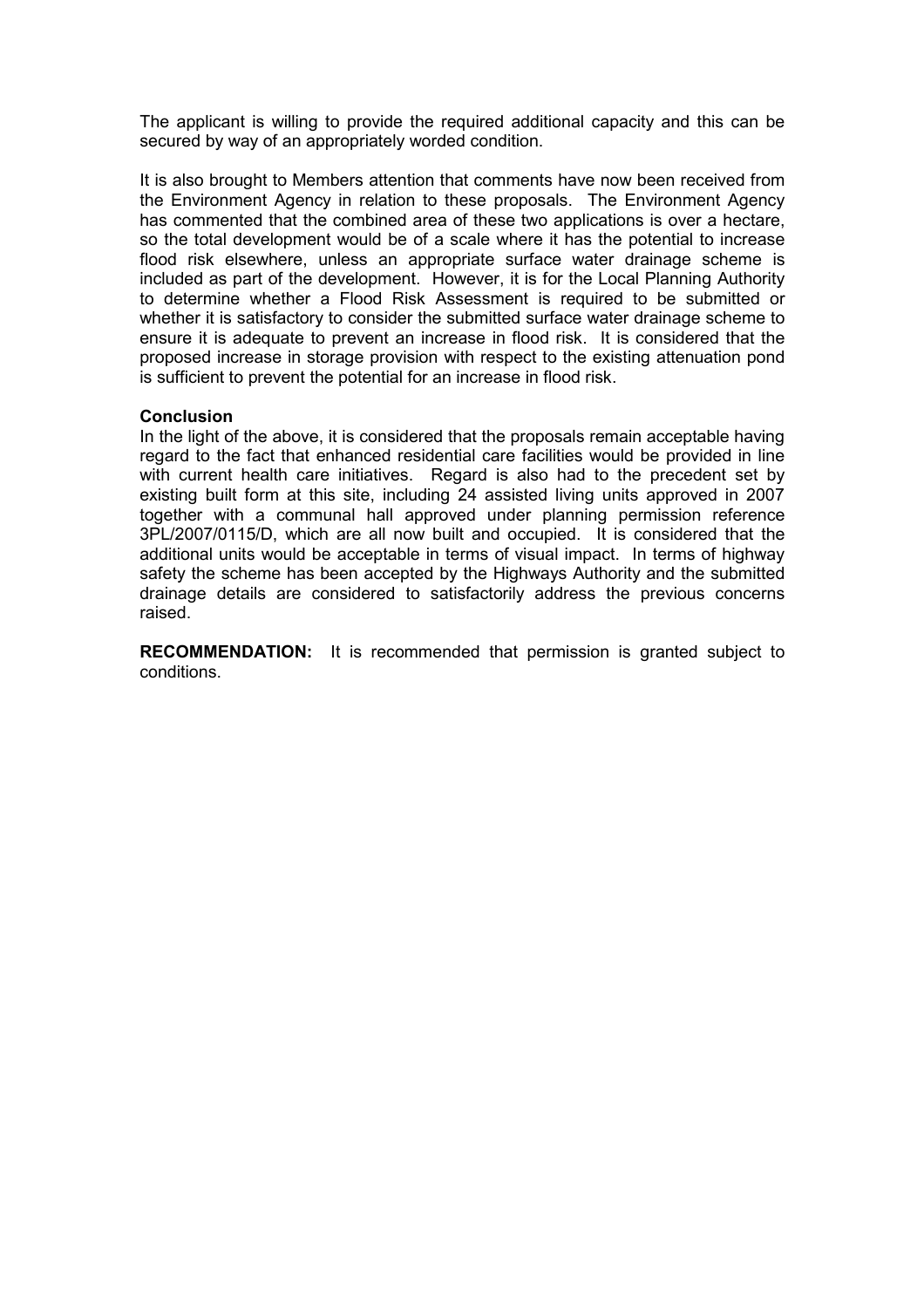The applicant is willing to provide the required additional capacity and this can be secured by way of an appropriately worded condition.

It is also brought to Members attention that comments have now been received from the Environment Agency in relation to these proposals. The Environment Agency has commented that the combined area of these two applications is over a hectare, so the total development would be of a scale where it has the potential to increase flood risk elsewhere, unless an appropriate surface water drainage scheme is included as part of the development. However, it is for the Local Planning Authority to determine whether a Flood Risk Assessment is required to be submitted or whether it is satisfactory to consider the submitted surface water drainage scheme to ensure it is adequate to prevent an increase in flood risk. It is considered that the proposed increase in storage provision with respect to the existing attenuation pond is sufficient to prevent the potential for an increase in flood risk.

**Conclusion**

In the light of the above, it is considered that the proposals remain acceptable having regard to the fact that enhanced residential care facilities would be provided in line with current health care initiatives. Regard is also had to the precedent set by existing built form at this site, including 24 assisted living units approved in 2007 together with a communal hall approved under planning permission reference 3PL/2007/0115/D, which are all now built and occupied. It is considered that the additional units would be acceptable in terms of visual impact. In terms of highway safety the scheme has been accepted by the Highways Authority and the submitted drainage details are considered to satisfactorily address the previous concerns raised.

**RECOMMENDATION:** It is recommended that permission is granted subject to conditions.